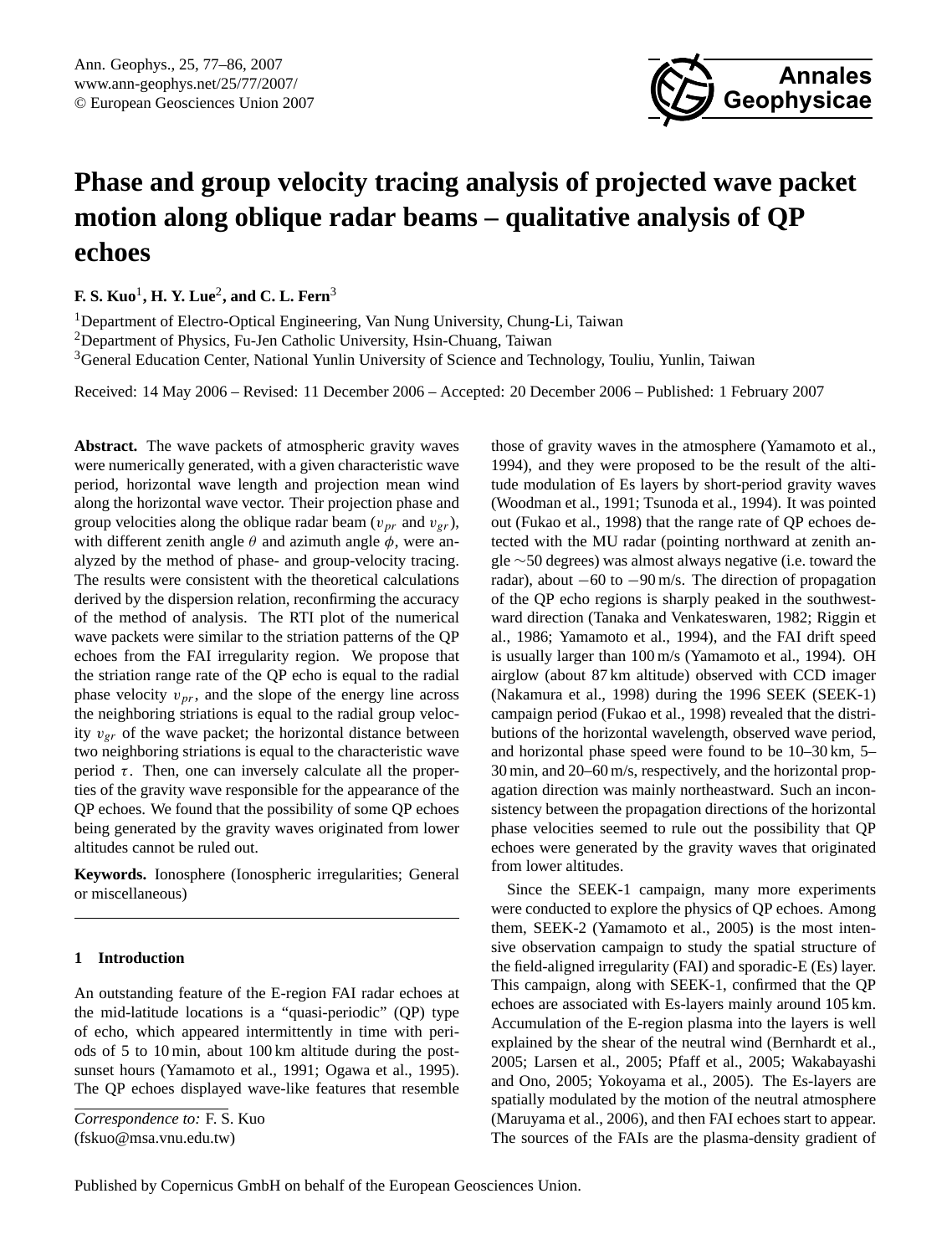# Phase and group velocity tracing analysis of projected wave packet motion along oblique radar beams – qualitative analysis of QP echoes

**F. S. Kuo[1], H. Y. Lue[2], and C. L. Fern[3]**

[1]Department of Electro-Optical Engineering, Van Nung University, Chung-Li, Taiwan
[2]Department of Physics, Fu-Jen Catholic University, Hsin-Chuang, Taiwan
[3]General Education Center, National Yunlin University of Science and Technology, Touliu, Yunlin, Taiwan

Received: 14 May 2006 – Revised: 11 December 2006 – Accepted: 20 December 2006 – Published: 1 February 2007

**Abstract.** The wave packets of atmospheric gravity waves were numerically generated, with a given characteristic wave period, horizontal wave length and projection mean wind along the horizontal wave vector. Their projection phase and group velocities along the oblique radar beam ($v_{pr}$ and $v_{gr}$), with different zenith angle $\theta$ and azimuth angle $\phi$, were analyzed by the method of phase- and group-velocity tracing. The results were consistent with the theoretical calculations derived by the dispersion relation, reconfirming the accuracy of the method of analysis. The RTI plot of the numerical wave packets were similar to the striation patterns of the QP echoes from the FAI irregularity region. We propose that the striation range rate of the QP echo is equal to the radial phase velocity $v_{pr}$, and the slope of the energy line across the neighboring striations is equal to the radial group velocity $v_{gr}$ of the wave packet; the horizontal distance between two neighboring striations is equal to the characteristic wave period $\tau$. Then, one can inversely calculate all the properties of the gravity wave responsible for the appearance of the QP echoes. We found that the possibility of some QP echoes being generated by the gravity waves originated from lower altitudes cannot be ruled out.

**Keywords.** Ionosphere (Ionospheric irregularities; General or miscellaneous)

## 1 Introduction

An outstanding feature of the E-region FAI radar echoes at the mid-latitude locations is a "quasi-periodic" (QP) type of echo, which appeared intermittently in time with periods of 5 to 10 min, about 100 km altitude during the post-sunset hours (Yamamoto et al., 1991; Ogawa et al., 1995). The QP echoes displayed wave-like features that resemble those of gravity waves in the atmosphere (Yamamoto et al., 1994), and they were proposed to be the result of the altitude modulation of Es layers by short-period gravity waves (Woodman et al., 1991; Tsunoda et al., 1994). It was pointed out (Fukao et al., 1998) that the range rate of QP echoes detected with the MU radar (pointing northward at zenith angle ~50 degrees) was almost always negative (i.e. toward the radar), about −60 to −90 m/s. The direction of propagation of the QP echo regions is sharply peaked in the southwestward direction (Tanaka and Venkateswaren, 1982; Riggin et al., 1986; Yamamoto et al., 1994), and the FAI drift speed is usually larger than 100 m/s (Yamamoto et al., 1994). OH airglow (about 87 km altitude) observed with CCD imager (Nakamura et al., 1998) during the 1996 SEEK (SEEK-1) campaign period (Fukao et al., 1998) revealed that the distributions of the horizontal wavelength, observed wave period, and horizontal phase speed were found to be 10–30 km, 5–30 min, and 20–60 m/s, respectively, and the horizontal propagation direction was mainly northeastward. Such an inconsistency between the propagation directions of the horizontal phase velocities seemed to rule out the possibility that QP echoes were generated by the gravity waves that originated from lower altitudes.

Since the SEEK-1 campaign, many more experiments were conducted to explore the physics of QP echoes. Among them, SEEK-2 (Yamamoto et al., 2005) is the most intensive observation campaign to study the spatial structure of the field-aligned irregularity (FAI) and sporadic-E (Es) layer. This campaign, along with SEEK-1, confirmed that the QP echoes are associated with Es-layers mainly around 105 km. Accumulation of the E-region plasma into the layers is well explained by the shear of the neutral wind (Bernhardt et al., 2005; Larsen et al., 2005; Pfaff et al., 2005; Wakabayashi and Ono, 2005; Yokoyama et al., 2005). The Es-layers are spatially modulated by the motion of the neutral atmosphere (Maruyama et al., 2006), and then FAI echoes start to appear. The sources of the FAIs are the plasma-density gradient of

*Correspondence to:* F. S. Kuo
(fskuo@msa.vnu.edu.tw)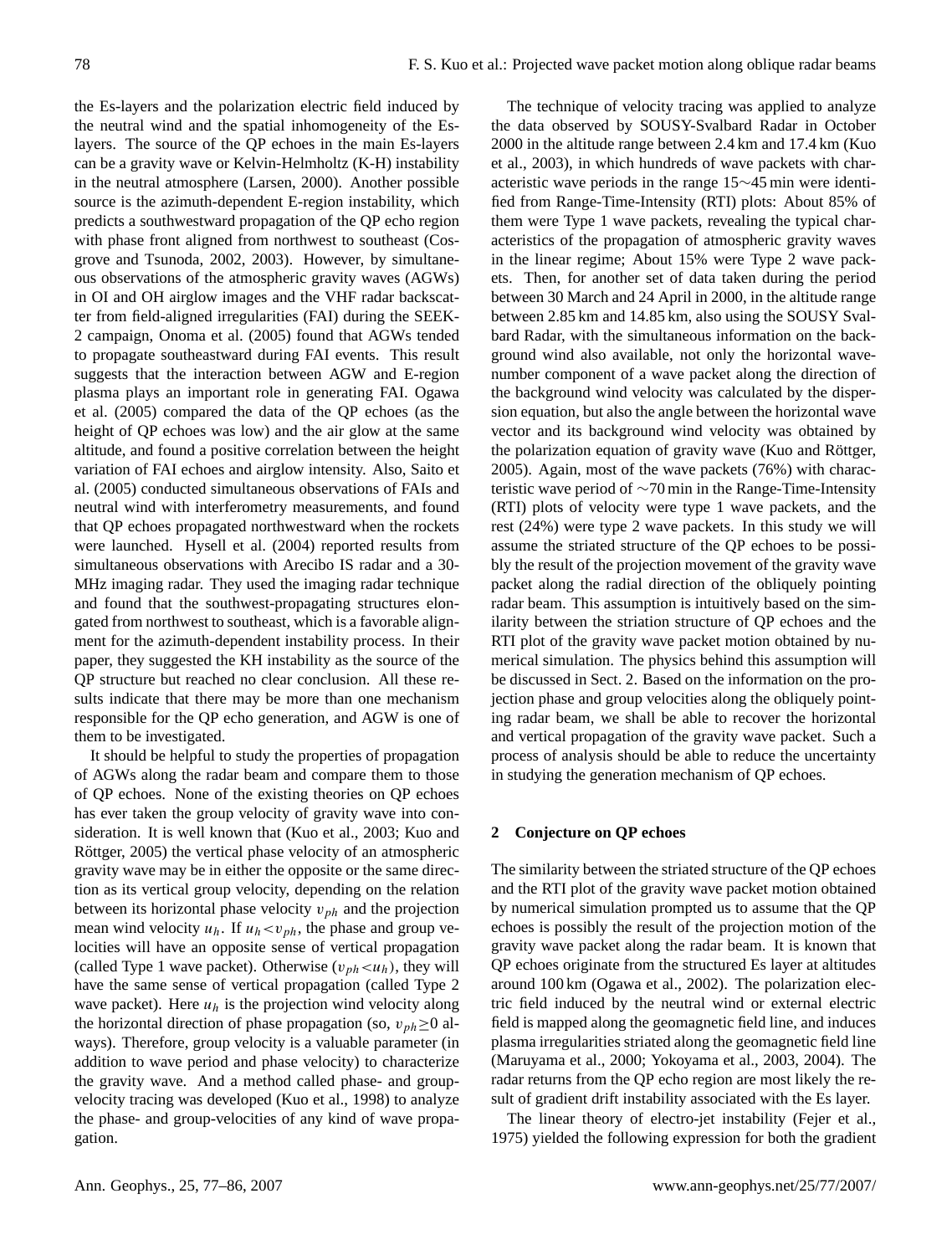the Es-layers and the polarization electric field induced by the neutral wind and the spatial inhomogeneity of the Es-layers. The source of the QP echoes in the main Es-layers can be a gravity wave or Kelvin-Helmholtz (K-H) instability in the neutral atmosphere (Larsen, 2000). Another possible source is the azimuth-dependent E-region instability, which predicts a southwestward propagation of the QP echo region with phase front aligned from northwest to southeast (Cosgrove and Tsunoda, 2002, 2003). However, by simultaneous observations of the atmospheric gravity waves (AGWs) in OI and OH airglow images and the VHF radar backscatter from field-aligned irregularities (FAI) during the SEEK-2 campaign, Onoma et al. (2005) found that AGWs tended to propagate southeastward during FAI events. This result suggests that the interaction between AGW and E-region plasma plays an important role in generating FAI. Ogawa et al. (2005) compared the data of the QP echoes (as the height of QP echoes was low) and the air glow at the same altitude, and found a positive correlation between the height variation of FAI echoes and airglow intensity. Also, Saito et al. (2005) conducted simultaneous observations of FAIs and neutral wind with interferometry measurements, and found that QP echoes propagated northwestward when the rockets were launched. Hysell et al. (2004) reported results from simultaneous observations with Arecibo IS radar and a 30-MHz imaging radar. They used the imaging radar technique and found that the southwest-propagating structures elongated from northwest to southeast, which is a favorable alignment for the azimuth-dependent instability process. In their paper, they suggested the KH instability as the source of the QP structure but reached no clear conclusion. All these results indicate that there may be more than one mechanism responsible for the QP echo generation, and AGW is one of them to be investigated.

It should be helpful to study the properties of propagation of AGWs along the radar beam and compare them to those of QP echoes. None of the existing theories on QP echoes has ever taken the group velocity of gravity wave into consideration. It is well known that (Kuo et al., 2003; Kuo and Röttger, 2005) the vertical phase velocity of an atmospheric gravity wave may be in either the opposite or the same direction as its vertical group velocity, depending on the relation between its horizontal phase velocity $v_{ph}$ and the projection mean wind velocity $u_h$. If $u_h < v_{ph}$, the phase and group velocities will have an opposite sense of vertical propagation (called Type 1 wave packet). Otherwise ($v_{ph} < u_h$), they will have the same sense of vertical propagation (called Type 2 wave packet). Here $u_h$ is the projection wind velocity along the horizontal direction of phase propagation (so, $v_{ph} \geq 0$ always). Therefore, group velocity is a valuable parameter (in addition to wave period and phase velocity) to characterize the gravity wave. And a method called phase- and group-velocity tracing was developed (Kuo et al., 1998) to analyze the phase- and group-velocities of any kind of wave propagation.

The technique of velocity tracing was applied to analyze the data observed by SOUSY-Svalbard Radar in October 2000 in the altitude range between 2.4 km and 17.4 km (Kuo et al., 2003), in which hundreds of wave packets with characteristic wave periods in the range 15∼45 min were identified from Range-Time-Intensity (RTI) plots: About 85% of them were Type 1 wave packets, revealing the typical characteristics of the propagation of atmospheric gravity waves in the linear regime; About 15% were Type 2 wave packets. Then, for another set of data taken during the period between 30 March and 24 April in 2000, in the altitude range between 2.85 km and 14.85 km, also using the SOUSY Svalbard Radar, with the simultaneous information on the background wind also available, not only the horizontal wavenumber component of a wave packet along the direction of the background wind velocity was calculated by the dispersion equation, but also the angle between the horizontal wave vector and its background wind velocity was obtained by the polarization equation of gravity wave (Kuo and Röttger, 2005). Again, most of the wave packets (76%) with characteristic wave period of ∼70 min in the Range-Time-Intensity (RTI) plots of velocity were type 1 wave packets, and the rest (24%) were type 2 wave packets. In this study we will assume the striated structure of the QP echoes to be possibly the result of the projection movement of the gravity wave packet along the radial direction of the obliquely pointing radar beam. This assumption is intuitively based on the similarity between the striation structure of QP echoes and the RTI plot of the gravity wave packet motion obtained by numerical simulation. The physics behind this assumption will be discussed in Sect. 2. Based on the information on the projection phase and group velocities along the obliquely pointing radar beam, we shall be able to recover the horizontal and vertical propagation of the gravity wave packet. Such a process of analysis should be able to reduce the uncertainty in studying the generation mechanism of QP echoes.

## 2 Conjecture on QP echoes

The similarity between the striated structure of the QP echoes and the RTI plot of the gravity wave packet motion obtained by numerical simulation prompted us to assume that the QP echoes is possibly the result of the projection motion of the gravity wave packet along the radar beam. It is known that QP echoes originate from the structured Es layer at altitudes around 100 km (Ogawa et al., 2002). The polarization electric field induced by the neutral wind or external electric field is mapped along the geomagnetic field line, and induces plasma irregularities striated along the geomagnetic field line (Maruyama et al., 2000; Yokoyama et al., 2003, 2004). The radar returns from the QP echo region are most likely the result of gradient drift instability associated with the Es layer.

The linear theory of electro-jet instability (Fejer et al., 1975) yielded the following expression for both the gradient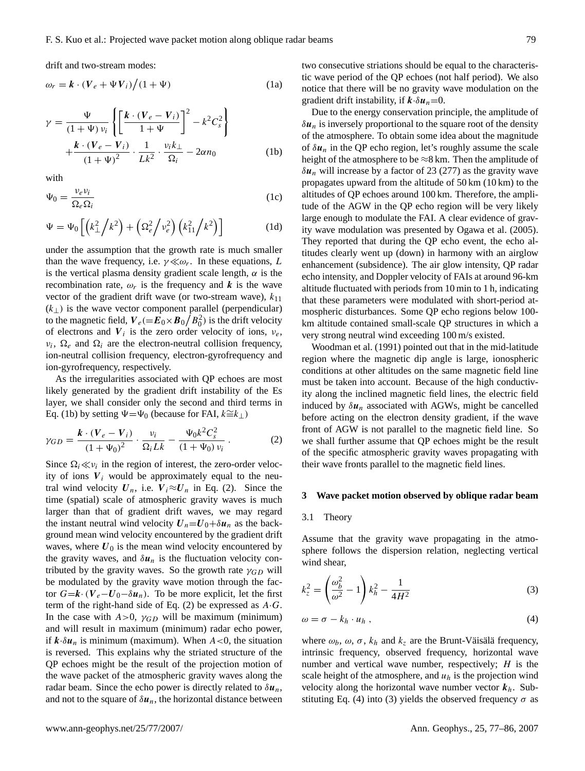drift and two-stream modes:

$$\omega_r = \boldsymbol{k} \cdot (\boldsymbol{V}_e + \Psi \boldsymbol{V}_i) \big/ (1 + \Psi) \tag{1a}$$

$$\gamma = \frac{\Psi}{(1+\Psi)\,\nu_i} \left\{ \left[ \frac{\boldsymbol{k} \cdot (\boldsymbol{V}_e - \boldsymbol{V}_i)}{1+\Psi} \right]^2 - k^2 C_s^2 \right\} + \frac{\boldsymbol{k} \cdot (\boldsymbol{V}_e - \boldsymbol{V}_i)}{(1+\Psi)^2} \cdot \frac{1}{Lk^2} \cdot \frac{\nu_i k_\perp}{\Omega_i} - 2\alpha n_0 \tag{1b}$$

with

$$\Psi_0 = \frac{\nu_e \nu_i}{\Omega_e \Omega_i} \tag{1c}$$

$$\Psi = \Psi_0 \left[ \left( k_\perp^2 \big/ k^2 \right) + \left( \Omega_e^2 \big/ \nu_e^2 \right) \left( k_{11}^2 \big/ k^2 \right) \right] \tag{1d}$$

under the assumption that the growth rate is much smaller than the wave frequency, i.e. $\gamma \ll \omega_r$. In these equations, $L$ is the vertical plasma density gradient scale length, $\alpha$ is the recombination rate, $\omega_r$ is the frequency and $\boldsymbol{k}$ is the wave vector of the gradient drift wave (or two-stream wave), $k_{11}$ ($k_\perp$) is the wave vector component parallel (perpendicular) to the magnetic field, $\boldsymbol{V}_e (= \boldsymbol{E}_0 \times \boldsymbol{B}_0 \big/ B_0^2)$ is the drift velocity of electrons and $\boldsymbol{V}_i$ is the zero order velocity of ions, $\nu_e$, $\nu_i$, $\Omega_e$ and $\Omega_i$ are the electron-neutral collision frequency, ion-neutral collision frequency, electron-gyrofrequency and ion-gyrofrequency, respectively.

As the irregularities associated with QP echoes are most likely generated by the gradient drift instability of the Es layer, we shall consider only the second and third terms in Eq. (1b) by setting $\Psi = \Psi_0$ (because for FAI, $k \cong k_\perp$)

$$\gamma_{GD} = \frac{\boldsymbol{k} \cdot (\boldsymbol{V}_e - \boldsymbol{V}_i)}{(1+\Psi_0)^2} \cdot \frac{\nu_i}{\Omega_i L k} - \frac{\Psi_0 k^2 C_s^2}{(1+\Psi_0)\,\nu_i} \,. \tag{2}$$

Since $\Omega_i \ll \nu_i$ in the region of interest, the zero-order velocity of ions $\boldsymbol{V}_i$ would be approximately equal to the neutral wind velocity $\boldsymbol{U}_n$, i.e. $\boldsymbol{V}_i \approx \boldsymbol{U}_n$ in Eq. (2). Since the time (spatial) scale of atmospheric gravity waves is much larger than that of gradient drift waves, we may regard the instant neutral wind velocity $\boldsymbol{U}_n = \boldsymbol{U}_0 + \delta \boldsymbol{u}_n$ as the background mean wind velocity encountered by the gradient drift waves, where $\boldsymbol{U}_0$ is the mean wind velocity encountered by the gravity waves, and $\delta \boldsymbol{u}_n$ is the fluctuation velocity contributed by the gravity waves. So the growth rate $\gamma_{GD}$ will be modulated by the gravity wave motion through the factor $G = \boldsymbol{k} \cdot (\boldsymbol{V}_e - \boldsymbol{U}_0 - \delta \boldsymbol{u}_n)$. To be more explicit, let the first term of the right-hand side of Eq. (2) be expressed as $A \cdot G$. In the case with $A > 0$, $\gamma_{GD}$ will be maximum (minimum) and will result in maximum (minimum) radar echo power, if $\boldsymbol{k} \cdot \delta \boldsymbol{u}_n$ is minimum (maximum). When $A < 0$, the situation is reversed. This explains why the striated structure of the QP echoes might be the result of the projection motion of the wave packet of the atmospheric gravity waves along the radar beam. Since the echo power is directly related to $\delta \boldsymbol{u}_n$, and not to the square of $\delta \boldsymbol{u}_n$, the horizontal distance between two consecutive striations should be equal to the characteristic wave period of the QP echoes (not half period). We also notice that there will be no gravity wave modulation on the gradient drift instability, if $\boldsymbol{k} \cdot \delta \boldsymbol{u}_n = 0$.

Due to the energy conservation principle, the amplitude of $\delta \boldsymbol{u}_n$ is inversely proportional to the square root of the density of the atmosphere. To obtain some idea about the magnitude of $\delta \boldsymbol{u}_n$ in the QP echo region, let's roughly assume the scale height of the atmosphere to be $\approx$8 km. Then the amplitude of $\delta \boldsymbol{u}_n$ will increase by a factor of 23 (277) as the gravity wave propagates upward from the altitude of 50 km (10 km) to the altitudes of QP echoes around 100 km. Therefore, the amplitude of the AGW in the QP echo region will be very likely large enough to modulate the FAI. A clear evidence of gravity wave modulation was presented by Ogawa et al. (2005). They reported that during the QP echo event, the echo altitudes clearly went up (down) in harmony with an airglow enhancement (subsidence). The air glow intensity, QP radar echo intensity, and Doppler velocity of FAIs at around 96-km altitude fluctuated with periods from 10 min to 1 h, indicating that these parameters were modulated with short-period atmospheric disturbances. Some QP echo regions below 100-km altitude contained small-scale QP structures in which a very strong neutral wind exceeding 100 m/s existed.

Woodman et al. (1991) pointed out that in the mid-latitude region where the magnetic dip angle is large, ionospheric conditions at other altitudes on the same magnetic field line must be taken into account. Because of the high conductivity along the inclined magnetic field lines, the electric field induced by $\delta \boldsymbol{u}_n$ associated with AGWs, might be cancelled before acting on the electron density gradient, if the wave front of AGW is not parallel to the magnetic field line. So we shall further assume that QP echoes might be the result of the specific atmospheric gravity waves propagating with their wave fronts parallel to the magnetic field lines.

## 3 Wave packet motion observed by oblique radar beam

### 3.1 Theory

Assume that the gravity wave propagating in the atmosphere follows the dispersion relation, neglecting vertical wind shear,

$$k_z^2 = \left( \frac{\omega_b^2}{\omega^2} - 1 \right) k_h^2 - \frac{1}{4H^2} \tag{3}$$

$$\omega = \sigma - k_h \cdot u_h \,, \tag{4}$$

where $\omega_b$, $\omega$, $\sigma$, $k_h$ and $k_z$ are the Brunt-Väisälä frequency, intrinsic frequency, observed frequency, horizontal wave number and vertical wave number, respectively; $H$ is the scale height of the atmosphere, and $u_h$ is the projection wind velocity along the horizontal wave number vector $\boldsymbol{k}_h$. Substituting Eq. (4) into (3) yields the observed frequency $\sigma$ as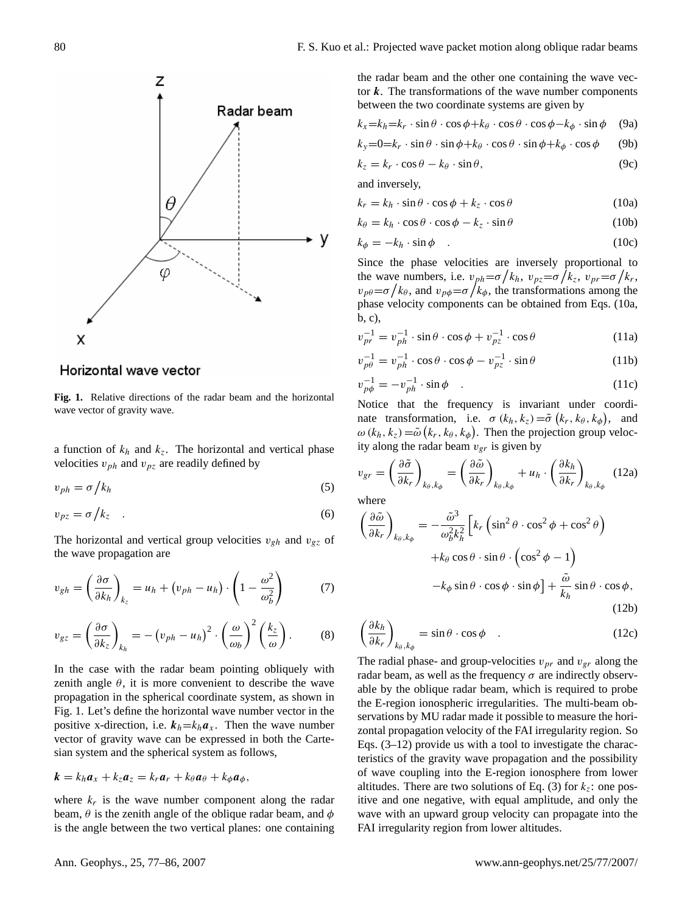**Fig. 1.** Relative directions of the radar beam and the horizontal wave vector of gravity wave.

a function of $k_h$ and $k_z$. The horizontal and vertical phase velocities $v_{ph}$ and $v_{pz}$ are readily defined by

$$v_{ph} = \sigma / k_h \tag{5}$$

$$v_{pz} = \sigma / k_z \quad . \tag{6}$$

The horizontal and vertical group velocities $v_{gh}$ and $v_{gz}$ of the wave propagation are

$$v_{gh} = \left(\frac{\partial \sigma}{\partial k_h}\right)_{k_z} = u_h + \left(v_{ph} - u_h\right) \cdot \left(1 - \frac{\omega^2}{\omega_b^2}\right) \tag{7}$$

$$v_{gz} = \left(\frac{\partial \sigma}{\partial k_z}\right)_{k_h} = -\left(v_{ph} - u_h\right)^2 \cdot \left(\frac{\omega}{\omega_b}\right)^2 \left(\frac{k_z}{\omega}\right). \tag{8}$$

In the case with the radar beam pointing obliquely with zenith angle $\theta$, it is more convenient to describe the wave propagation in the spherical coordinate system, as shown in Fig. 1. Let's define the horizontal wave number vector in the positive x-direction, i.e. $\boldsymbol{k}_h = k_h \boldsymbol{a}_x$. Then the wave number vector of gravity wave can be expressed in both the Cartesian system and the spherical system as follows,

$$\boldsymbol{k} = k_h \boldsymbol{a}_x + k_z \boldsymbol{a}_z = k_r \boldsymbol{a}_r + k_\theta \boldsymbol{a}_\theta + k_\phi \boldsymbol{a}_\phi,$$

where $k_r$ is the wave number component along the radar beam, $\theta$ is the zenith angle of the oblique radar beam, and $\phi$ is the angle between the two vertical planes: one containing the radar beam and the other one containing the wave vector $\boldsymbol{k}$. The transformations of the wave number components between the two coordinate systems are given by

$$k_x = k_h = k_r \cdot \sin\theta \cdot \cos\phi + k_\theta \cdot \cos\theta \cdot \cos\phi - k_\phi \cdot \sin\phi \tag{9a}$$

$$k_y = 0 = k_r \cdot \sin\theta \cdot \sin\phi + k_\theta \cdot \cos\theta \cdot \sin\phi + k_\phi \cdot \cos\phi \tag{9b}$$

$$k_z = k_r \cdot \cos\theta - k_\theta \cdot \sin\theta, \tag{9c}$$

and inversely,

$$k_r = k_h \cdot \sin\theta \cdot \cos\phi + k_z \cdot \cos\theta \tag{10a}$$

$$k_\theta = k_h \cdot \cos\theta \cdot \cos\phi - k_z \cdot \sin\theta \tag{10b}$$

$$k_\phi = -k_h \cdot \sin\phi \quad . \tag{10c}$$

Since the phase velocities are inversely proportional to the wave numbers, i.e. $v_{ph} = \sigma / k_h$, $v_{pz} = \sigma / k_z$, $v_{pr} = \sigma / k_r$, $v_{p\theta} = \sigma / k_\theta$, and $v_{p\phi} = \sigma / k_\phi$, the transformations among the phase velocity components can be obtained from Eqs. (10a, b, c),

$$v_{pr}^{-1} = v_{ph}^{-1} \cdot \sin\theta \cdot \cos\phi + v_{pz}^{-1} \cdot \cos\theta \tag{11a}$$

$$v_{p\theta}^{-1} = v_{ph}^{-1} \cdot \cos\theta \cdot \cos\phi - v_{pz}^{-1} \cdot \sin\theta \tag{11b}$$

$$v_{p\phi}^{-1} = -v_{ph}^{-1} \cdot \sin\phi \quad . \tag{11c}$$

Notice that the frequency is invariant under coordinate transformation, i.e. $\sigma(k_h, k_z) = \tilde{\sigma}(k_r, k_\theta, k_\phi)$, and $\omega(k_h, k_z) = \tilde{\omega}(k_r, k_\theta, k_\phi)$. Then the projection group velocity along the radar beam $v_{gr}$ is given by

$$v_{gr} = \left(\frac{\partial \tilde{\sigma}}{\partial k_r}\right)_{k_\theta, k_\phi} = \left(\frac{\partial \tilde{\omega}}{\partial k_r}\right)_{k_\theta, k_\phi} + u_h \cdot \left(\frac{\partial k_h}{\partial k_r}\right)_{k_\theta, k_\phi} \tag{12a}$$

where

$$\begin{aligned}\left(\frac{\partial \tilde{\omega}}{\partial k_r}\right)_{k_\theta, k_\phi} = &-\frac{\tilde{\omega}^3}{\omega_b^2 k_h^2}\Big[k_r\left(\sin^2\theta \cdot \cos^2\phi + \cos^2\theta\right) \\ &+ k_\theta \cos\theta \cdot \sin\theta \cdot \left(\cos^2\phi - 1\right) \\ &- k_\phi \sin\theta \cdot \cos\phi \cdot \sin\phi\Big] + \frac{\tilde{\omega}}{k_h} \sin\theta \cdot \cos\phi,\end{aligned} \tag{12b}$$

$$\left(\frac{\partial k_h}{\partial k_r}\right)_{k_\theta, k_\phi} = \sin\theta \cdot \cos\phi \quad . \tag{12c}$$

The radial phase- and group-velocities $v_{pr}$ and $v_{gr}$ along the radar beam, as well as the frequency $\sigma$ are indirectly observable by the oblique radar beam, which is required to probe the E-region ionospheric irregularities. The multi-beam observations by MU radar made it possible to measure the horizontal propagation velocity of the FAI irregularity region. So Eqs. (3–12) provide us with a tool to investigate the characteristics of the gravity wave propagation and the possibility of wave coupling into the E-region ionosphere from lower altitudes. There are two solutions of Eq. (3) for $k_z$: one positive and one negative, with equal amplitude, and only the wave with an upward group velocity can propagate into the FAI irregularity region from lower altitudes.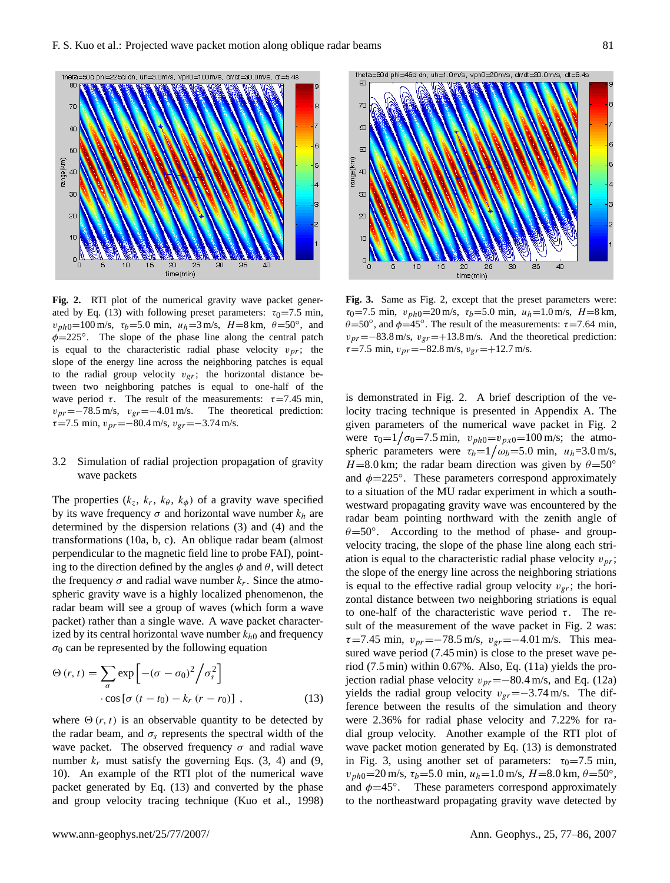**Fig. 2.** RTI plot of the numerical gravity wave packet generated by Eq. (13) with following preset parameters: $\tau_0$=7.5 min, $v_{ph0}$=100 m/s, $\tau_b$=5.0 min, $u_h$=3 m/s, $H$=8 km, $\theta$=50°, and $\phi$=225°. The slope of the phase line along the central patch is equal to the characteristic radial phase velocity $v_{pr}$; the slope of the energy line across the neighboring patches is equal to the radial group velocity $v_{gr}$; the horizontal distance between two neighboring patches is equal to one-half of the wave period $\tau$. The result of the measurements: $\tau$=7.45 min, $v_{pr}$=−78.5 m/s, $v_{gr}$=−4.01 m/s. The theoretical prediction: $\tau$=7.5 min, $v_{pr}$=−80.4 m/s, $v_{gr}$=−3.74 m/s.

**Fig. 3.** Same as Fig. 2, except that the preset parameters were: $\tau_0$=7.5 min, $v_{ph0}$=20 m/s, $\tau_b$=5.0 min, $u_h$=1.0 m/s, $H$=8 km, $\theta$=50°, and $\phi$=45°. The result of the measurements: $\tau$=7.64 min, $v_{pr}$=−83.8 m/s, $v_{gr}$=+13.8 m/s. And the theoretical prediction: $\tau$=7.5 min, $v_{pr}$=−82.8 m/s, $v_{gr}$=+12.7 m/s.

### 3.2 Simulation of radial projection propagation of gravity wave packets

The properties ($k_z$, $k_r$, $k_\theta$, $k_\phi$) of a gravity wave specified by its wave frequency $\sigma$ and horizontal wave number $k_h$ are determined by the dispersion relations (3) and (4) and the transformations (10a, b, c). An oblique radar beam (almost perpendicular to the magnetic field line to probe FAI), pointing to the direction defined by the angles $\phi$ and $\theta$, will detect the frequency $\sigma$ and radial wave number $k_r$. Since the atmospheric gravity wave is a highly localized phenomenon, the radar beam will see a group of waves (which form a wave packet) rather than a single wave. A wave packet characterized by its central horizontal wave number $k_{h0}$ and frequency $\sigma_0$ can be represented by the following equation

$$\Theta(r,t) = \sum_{\sigma} \exp\left[-(\sigma-\sigma_0)^2 \Big/ \sigma_s^2\right] \cdot \cos\left[\sigma\,(t-t_0) - k_r\,(r-r_0)\right] \,, \tag{13}$$

where $\Theta(r,t)$ is an observable quantity to be detected by the radar beam, and $\sigma_s$ represents the spectral width of the wave packet. The observed frequency $\sigma$ and radial wave number $k_r$ must satisfy the governing Eqs. (3, 4) and (9, 10). An example of the RTI plot of the numerical wave packet generated by Eq. (13) and converted by the phase and group velocity tracing technique (Kuo et al., 1998) is demonstrated in Fig. 2. A brief description of the velocity tracing technique is presented in Appendix A. The given parameters of the numerical wave packet in Fig. 2 were $\tau_0$=$1/\sigma_0$=7.5 min, $v_{ph0}$=$v_{px0}$=100 m/s; the atmospheric parameters were $\tau_b$=$1/\omega_b$=5.0 min, $u_h$=3.0 m/s, $H$=8.0 km; the radar beam direction was given by $\theta$=50° and $\phi$=225°. These parameters correspond approximately to a situation of the MU radar experiment in which a southwestward propagating gravity wave was encountered by the radar beam pointing northward with the zenith angle of $\theta$=50°. According to the method of phase- and group-velocity tracing, the slope of the phase line along each striation is equal to the characteristic radial phase velocity $v_{pr}$; the slope of the energy line across the neighboring striations is equal to the effective radial group velocity $v_{gr}$; the horizontal distance between two neighboring striations is equal to one-half of the characteristic wave period $\tau$. The result of the measurement of the wave packet in Fig. 2 was: $\tau$=7.45 min, $v_{pr}$=−78.5 m/s, $v_{gr}$=−4.01 m/s. This measured wave period (7.45 min) is close to the preset wave period (7.5 min) within 0.67%. Also, Eq. (11a) yields the projection radial phase velocity $v_{pr}$=−80.4 m/s, and Eq. (12a) yields the radial group velocity $v_{gr}$=−3.74 m/s. The difference between the results of the simulation and theory were 2.36% for radial phase velocity and 7.22% for radial group velocity. Another example of the RTI plot of wave packet motion generated by Eq. (13) is demonstrated in Fig. 3, using another set of parameters: $\tau_0$=7.5 min, $v_{ph0}$=20 m/s, $\tau_b$=5.0 min, $u_h$=1.0 m/s, $H$=8.0 km, $\theta$=50°, and $\phi$=45°. These parameters correspond approximately to the northeastward propagating gravity wave detected by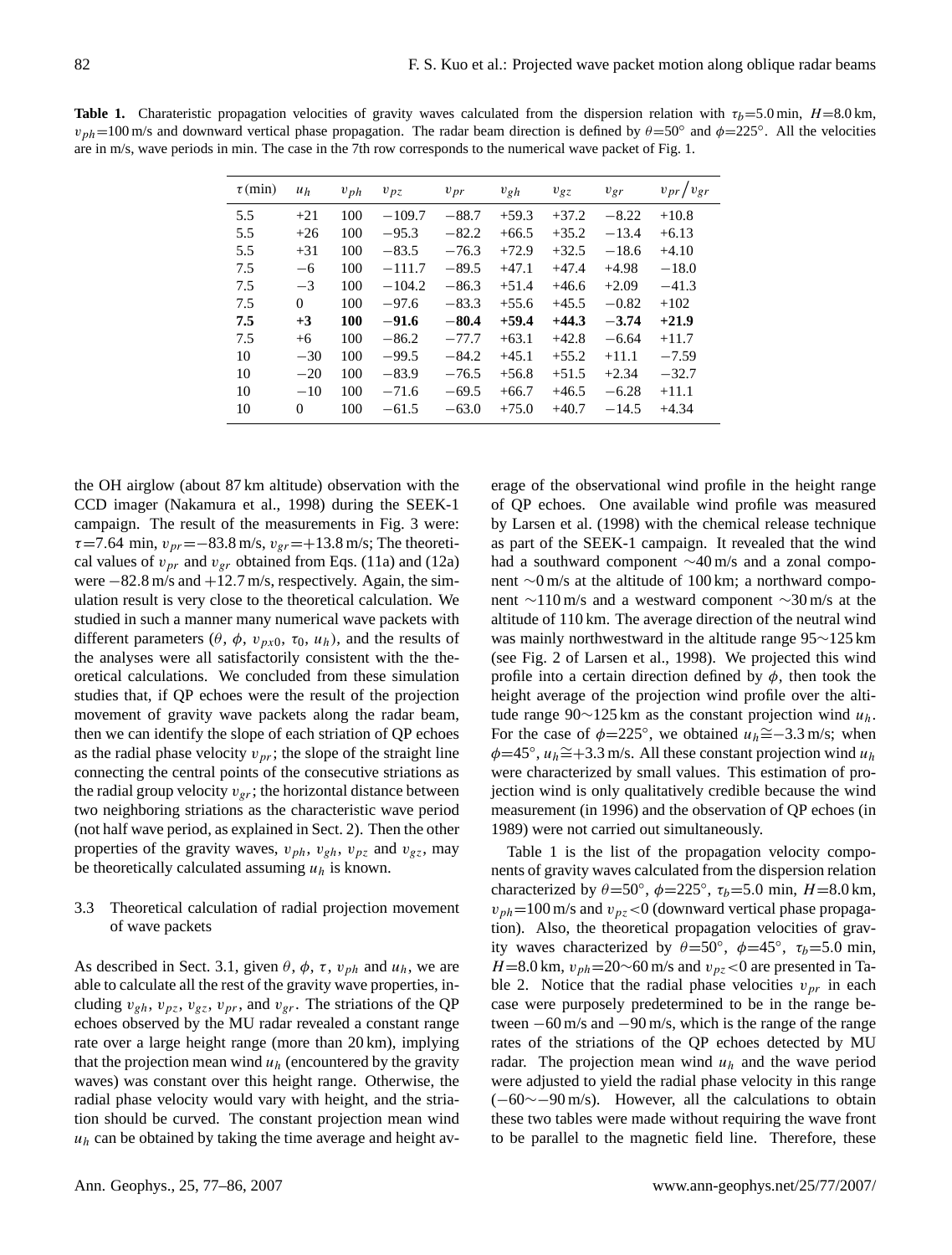**Table 1.** Charateristic propagation velocities of gravity waves calculated from the dispersion relation with $\tau_b$=5.0 min, $H$=8.0 km, $v_{ph}$=100 m/s and downward vertical phase propagation. The radar beam direction is defined by $\theta$=50° and $\phi$=225°. All the velocities are in m/s, wave periods in min. The case in the 7th row corresponds to the numerical wave packet of Fig. 1.

| $\tau$ (min) | $u_h$ | $v_{ph}$ | $v_{pz}$ | $v_{pr}$ | $v_{gh}$ | $v_{gz}$ | $v_{gr}$ | $v_{pr}/v_{gr}$ |
|---|---|---|---|---|---|---|---|---|
| 5.5 | +21 | 100 | −109.7 | −88.7 | +59.3 | +37.2 | −8.22 | +10.8 |
| 5.5 | +26 | 100 | −95.3 | −82.2 | +66.5 | +35.2 | −13.4 | +6.13 |
| 5.5 | +31 | 100 | −83.5 | −76.3 | +72.9 | +32.5 | −18.6 | +4.10 |
| 7.5 | −6 | 100 | −111.7 | −89.5 | +47.1 | +47.4 | +4.98 | −18.0 |
| 7.5 | −3 | 100 | −104.2 | −86.3 | +51.4 | +46.6 | +2.09 | −41.3 |
| 7.5 | 0 | 100 | −97.6 | −83.3 | +55.6 | +45.5 | −0.82 | +102 |
| **7.5** | **+3** | **100** | **−91.6** | **−80.4** | **+59.4** | **+44.3** | **−3.74** | **+21.9** |
| 7.5 | +6 | 100 | −86.2 | −77.7 | +63.1 | +42.8 | −6.64 | +11.7 |
| 10 | −30 | 100 | −99.5 | −84.2 | +45.1 | +55.2 | +11.1 | −7.59 |
| 10 | −20 | 100 | −83.9 | −76.5 | +56.8 | +51.5 | +2.34 | −32.7 |
| 10 | −10 | 100 | −71.6 | −69.5 | +66.7 | +46.5 | −6.28 | +11.1 |
| 10 | 0 | 100 | −61.5 | −63.0 | +75.0 | +40.7 | −14.5 | +4.34 |

the OH airglow (about 87 km altitude) observation with the CCD imager (Nakamura et al., 1998) during the SEEK-1 campaign. The result of the measurements in Fig. 3 were: $\tau$=7.64 min, $v_{pr}$=−83.8 m/s, $v_{gr}$=+13.8 m/s; The theoretical values of $v_{pr}$ and $v_{gr}$ obtained from Eqs. (11a) and (12a) were −82.8 m/s and +12.7 m/s, respectively. Again, the simulation result is very close to the theoretical calculation. We studied in such a manner many numerical wave packets with different parameters ($\theta$, $\phi$, $v_{px0}$, $\tau_0$, $u_h$), and the results of the analyses were all satisfactorily consistent with the theoretical calculations. We concluded from these simulation studies that, if QP echoes were the result of the projection movement of gravity wave packets along the radar beam, then we can identify the slope of each striation of QP echoes as the radial phase velocity $v_{pr}$; the slope of the straight line connecting the central points of the consecutive striations as the radial group velocity $v_{gr}$; the horizontal distance between two neighboring striations as the characteristic wave period (not half wave period, as explained in Sect. 2). Then the other properties of the gravity waves, $v_{ph}$, $v_{gh}$, $v_{pz}$ and $v_{gz}$, may be theoretically calculated assuming $u_h$ is known.

### 3.3 Theoretical calculation of radial projection movement of wave packets

As described in Sect. 3.1, given $\theta$, $\phi$, $\tau$, $v_{ph}$ and $u_h$, we are able to calculate all the rest of the gravity wave properties, including $v_{gh}$, $v_{pz}$, $v_{gz}$, $v_{pr}$, and $v_{gr}$. The striations of the QP echoes observed by the MU radar revealed a constant range rate over a large height range (more than 20 km), implying that the projection mean wind $u_h$ (encountered by the gravity waves) was constant over this height range. Otherwise, the radial phase velocity would vary with height, and the striation should be curved. The constant projection mean wind $u_h$ can be obtained by taking the time average and height average of the observational wind profile in the height range of QP echoes. One available wind profile was measured by Larsen et al. (1998) with the chemical release technique as part of the SEEK-1 campaign. It revealed that the wind had a southward component ∼40 m/s and a zonal component ∼0 m/s at the altitude of 100 km; a northward component ∼110 m/s and a westward component ∼30 m/s at the altitude of 110 km. The average direction of the neutral wind was mainly northwestward in the altitude range 95∼125 km (see Fig. 2 of Larsen et al., 1998). We projected this wind profile into a certain direction defined by $\phi$, then took the height average of the projection wind profile over the altitude range 90∼125 km as the constant projection wind $u_h$. For the case of $\phi$=225°, we obtained $u_h$≅−3.3 m/s; when $\phi$=45°, $u_h$≅+3.3 m/s. All these constant projection wind $u_h$ were characterized by small values. This estimation of projection wind is only qualitatively credible because the wind measurement (in 1996) and the observation of QP echoes (in 1989) were not carried out simultaneously.

Table 1 is the list of the propagation velocity components of gravity waves calculated from the dispersion relation characterized by $\theta$=50°, $\phi$=225°, $\tau_b$=5.0 min, $H$=8.0 km, $v_{ph}$=100 m/s and $v_{pz}$<0 (downward vertical phase propagation). Also, the theoretical propagation velocities of gravity waves characterized by $\theta$=50°, $\phi$=45°, $\tau_b$=5.0 min, $H$=8.0 km, $v_{ph}$=20∼60 m/s and $v_{pz}$<0 are presented in Table 2. Notice that the radial phase velocities $v_{pr}$ in each case were purposely predetermined to be in the range between −60 m/s and −90 m/s, which is the range of the range rates of the striations of the QP echoes detected by MU radar. The projection mean wind $u_h$ and the wave period were adjusted to yield the radial phase velocity in this range (−60∼−90 m/s). However, all the calculations to obtain these two tables were made without requiring the wave front to be parallel to the magnetic field line. Therefore, these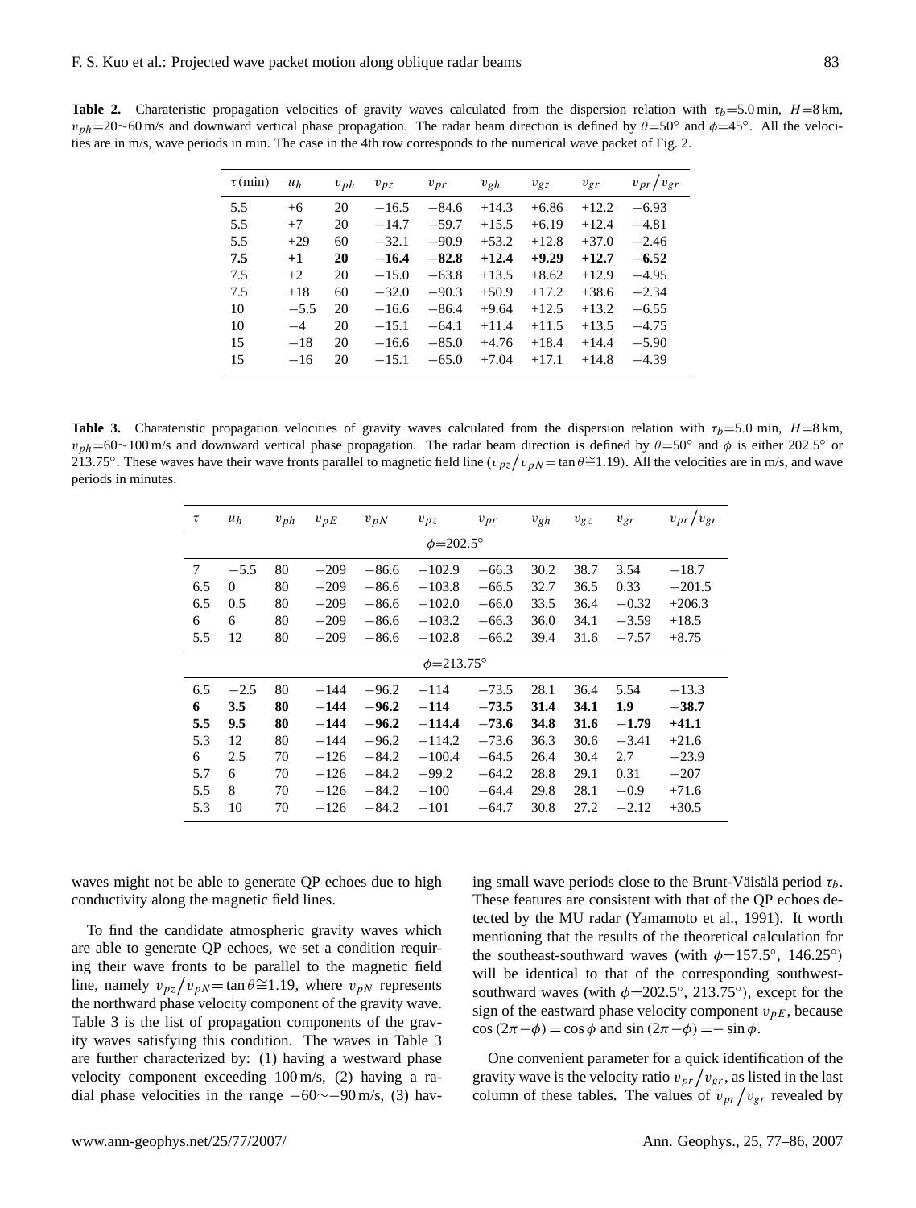**Table 2.** Charateristic propagation velocities of gravity waves calculated from the dispersion relation with $\tau_b$=5.0 min, $H$=8 km, $v_{ph}$=20∼60 m/s and downward vertical phase propagation. The radar beam direction is defined by $\theta$=50° and $\phi$=45°. All the velocities are in m/s, wave periods in min. The case in the 4th row corresponds to the numerical wave packet of Fig. 2.

| $\tau$ (min) | $u_h$ | $v_{ph}$ | $v_{pz}$ | $v_{pr}$ | $v_{gh}$ | $v_{gz}$ | $v_{gr}$ | $v_{pr}/v_{gr}$ |
|---|---|---|---|---|---|---|---|---|
| 5.5 | +6 | 20 | −16.5 | −84.6 | +14.3 | +6.86 | +12.2 | −6.93 |
| 5.5 | +7 | 20 | −14.7 | −59.7 | +15.5 | +6.19 | +12.4 | −4.81 |
| 5.5 | +29 | 60 | −32.1 | −90.9 | +53.2 | +12.8 | +37.0 | −2.46 |
| **7.5** | **+1** | **20** | **−16.4** | **−82.8** | **+12.4** | **+9.29** | **+12.7** | **−6.52** |
| 7.5 | +2 | 20 | −15.0 | −63.8 | +13.5 | +8.62 | +12.9 | −4.95 |
| 7.5 | +18 | 60 | −32.0 | −90.3 | +50.9 | +17.2 | +38.6 | −2.34 |
| 10 | −5.5 | 20 | −16.6 | −86.4 | +9.64 | +12.5 | +13.2 | −6.55 |
| 10 | −4 | 20 | −15.1 | −64.1 | +11.4 | +11.5 | +13.5 | −4.75 |
| 15 | −18 | 20 | −16.6 | −85.0 | +4.76 | +18.4 | +14.4 | −5.90 |
| 15 | −16 | 20 | −15.1 | −65.0 | +7.04 | +17.1 | +14.8 | −4.39 |

**Table 3.** Charateristic propagation velocities of gravity waves calculated from the dispersion relation with $\tau_b$=5.0 min, $H$=8 km, $v_{ph}$=60∼100 m/s and downward vertical phase propagation. The radar beam direction is defined by $\theta$=50° and $\phi$ is either 202.5° or 213.75°. These waves have their wave fronts parallel to magnetic field line ($v_{pz}/v_{pN}=\tan\theta\cong 1.19$). All the velocities are in m/s, and wave periods in minutes.

| $\tau$ | $u_h$ | $v_{ph}$ | $v_{pE}$ | $v_{pN}$ | $v_{pz}$ | $v_{pr}$ | $v_{gh}$ | $v_{gz}$ | $v_{gr}$ | $v_{pr}/v_{gr}$ |
|---|---|---|---|---|---|---|---|---|---|---|
| | | | | | $\phi$=202.5° | | | | | |
| 7 | −5.5 | 80 | −209 | −86.6 | −102.9 | −66.3 | 30.2 | 38.7 | 3.54 | −18.7 |
| 6.5 | 0 | 80 | −209 | −86.6 | −103.8 | −66.5 | 32.7 | 36.5 | 0.33 | −201.5 |
| 6.5 | 0.5 | 80 | −209 | −86.6 | −102.0 | −66.0 | 33.5 | 36.4 | −0.32 | +206.3 |
| 6 | 6 | 80 | −209 | −86.6 | −103.2 | −66.3 | 36.0 | 34.1 | −3.59 | +18.5 |
| 5.5 | 12 | 80 | −209 | −86.6 | −102.8 | −66.2 | 39.4 | 31.6 | −7.57 | +8.75 |
| | | | | | $\phi$=213.75° | | | | | |
| 6.5 | −2.5 | 80 | −144 | −96.2 | −114 | −73.5 | 28.1 | 36.4 | 5.54 | −13.3 |
| **6** | **3.5** | **80** | **−144** | **−96.2** | **−114** | **−73.5** | **31.4** | **34.1** | **1.9** | **−38.7** |
| **5.5** | **9.5** | **80** | **−144** | **−96.2** | **−114.4** | **−73.6** | **34.8** | **31.6** | **−1.79** | **+41.1** |
| 5.3 | 12 | 80 | −144 | −96.2 | −114.2 | −73.6 | 36.3 | 30.6 | −3.41 | +21.6 |
| 6 | 2.5 | 70 | −126 | −84.2 | −100.4 | −64.5 | 26.4 | 30.4 | 2.7 | −23.9 |
| 5.7 | 6 | 70 | −126 | −84.2 | −99.2 | −64.2 | 28.8 | 29.1 | 0.31 | −207 |
| 5.5 | 8 | 70 | −126 | −84.2 | −100 | −64.4 | 29.8 | 28.1 | −0.9 | +71.6 |
| 5.3 | 10 | 70 | −126 | −84.2 | −101 | −64.7 | 30.8 | 27.2 | −2.12 | +30.5 |

waves might not be able to generate QP echoes due to high conductivity along the magnetic field lines.

To find the candidate atmospheric gravity waves which are able to generate QP echoes, we set a condition requiring their wave fronts to be parallel to the magnetic field line, namely $v_{pz}/v_{pN}=\tan\theta\cong 1.19$, where $v_{pN}$ represents the northward phase velocity component of the gravity wave. Table 3 is the list of propagation components of the gravity waves satisfying this condition. The waves in Table 3 are further characterized by: (1) having a westward phase velocity component exceeding 100 m/s, (2) having a radial phase velocities in the range −60∼−90 m/s, (3) having small wave periods close to the Brunt-Väisälä period $\tau_b$. These features are consistent with that of the QP echoes detected by the MU radar (Yamamoto et al., 1991). It worth mentioning that the results of the theoretical calculation for the southeast-southward waves (with $\phi$=157.5°, 146.25°) will be identical to that of the corresponding southwest-southward waves (with $\phi$=202.5°, 213.75°), except for the sign of the eastward phase velocity component $v_{pE}$, because $\cos(2\pi-\phi)=\cos\phi$ and $\sin(2\pi-\phi)=-\sin\phi$.

One convenient parameter for a quick identification of the gravity wave is the velocity ratio $v_{pr}/v_{gr}$, as listed in the last column of these tables. The values of $v_{pr}/v_{gr}$ revealed by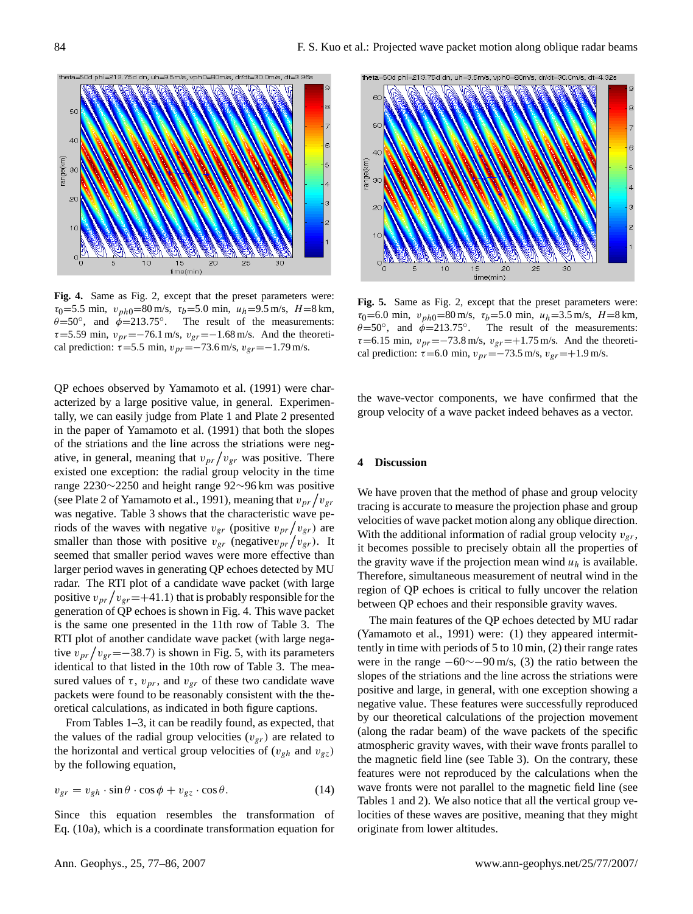**Fig. 4.** Same as Fig. 2, except that the preset parameters were: $\tau_0$=5.5 min, $v_{ph0}$=80 m/s, $\tau_b$=5.0 min, $u_h$=9.5 m/s, $H$=8 km, $\theta$=50°, and $\phi$=213.75°. The result of the measurements: $\tau$=5.59 min, $v_{pr}$=−76.1 m/s, $v_{gr}$=−1.68 m/s. And the theoretical prediction: $\tau$=5.5 min, $v_{pr}$=−73.6 m/s, $v_{gr}$=−1.79 m/s.

**Fig. 5.** Same as Fig. 2, except that the preset parameters were: $\tau_0$=6.0 min, $v_{ph0}$=80 m/s, $\tau_b$=5.0 min, $u_h$=3.5 m/s, $H$=8 km, $\theta$=50°, and $\phi$=213.75°. The result of the measurements: $\tau$=6.15 min, $v_{pr}$=−73.8 m/s, $v_{gr}$=+1.75 m/s. And the theoretical prediction: $\tau$=6.0 min, $v_{pr}$=−73.5 m/s, $v_{gr}$=+1.9 m/s.

QP echoes observed by Yamamoto et al. (1991) were characterized by a large positive value, in general. Experimentally, we can easily judge from Plate 1 and Plate 2 presented in the paper of Yamamoto et al. (1991) that both the slopes of the striations and the line across the striations were negative, in general, meaning that $v_{pr}/v_{gr}$ was positive. There existed one exception: the radial group velocity in the time range 2230∼2250 and height range 92∼96 km was positive (see Plate 2 of Yamamoto et al., 1991), meaning that $v_{pr}/v_{gr}$ was negative. Table 3 shows that the characteristic wave periods of the waves with negative $v_{gr}$ (positive $v_{pr}/v_{gr}$) are smaller than those with positive $v_{gr}$ (negative $v_{pr}/v_{gr}$). It seemed that smaller period waves were more effective than larger period waves in generating QP echoes detected by MU radar. The RTI plot of a candidate wave packet (with large positive $v_{pr}/v_{gr}$=+41.1) that is probably responsible for the generation of QP echoes is shown in Fig. 4. This wave packet is the same one presented in the 11th row of Table 3. The RTI plot of another candidate wave packet (with large negative $v_{pr}/v_{gr}$=−38.7) is shown in Fig. 5, with its parameters identical to that listed in the 10th row of Table 3. The measured values of $\tau$, $v_{pr}$, and $v_{gr}$ of these two candidate wave packets were found to be reasonably consistent with the theoretical calculations, as indicated in both figure captions.

From Tables 1–3, it can be readily found, as expected, that the values of the radial group velocities ($v_{gr}$) are related to the horizontal and vertical group velocities of ($v_{gh}$ and $v_{gz}$) by the following equation,

$$v_{gr} = v_{gh} \cdot \sin\theta \cdot \cos\phi + v_{gz} \cdot \cos\theta. \tag{14}$$

Since this equation resembles the transformation of Eq. (10a), which is a coordinate transformation equation for the wave-vector components, we have confirmed that the group velocity of a wave packet indeed behaves as a vector.

## 4 Discussion

We have proven that the method of phase and group velocity tracing is accurate to measure the projection phase and group velocities of wave packet motion along any oblique direction. With the additional information of radial group velocity $v_{gr}$, it becomes possible to precisely obtain all the properties of the gravity wave if the projection mean wind $u_h$ is available. Therefore, simultaneous measurement of neutral wind in the region of QP echoes is critical to fully uncover the relation between QP echoes and their responsible gravity waves.

The main features of the QP echoes detected by MU radar (Yamamoto et al., 1991) were: (1) they appeared intermittently in time with periods of 5 to 10 min, (2) their range rates were in the range −60∼−90 m/s, (3) the ratio between the slopes of the striations and the line across the striations were positive and large, in general, with one exception showing a negative value. These features were successfully reproduced by our theoretical calculations of the projection movement (along the radar beam) of the wave packets of the specific atmospheric gravity waves, with their wave fronts parallel to the magnetic field line (see Table 3). On the contrary, these features were not reproduced by the calculations when the wave fronts were not parallel to the magnetic field line (see Tables 1 and 2). We also notice that all the vertical group velocities of these waves are positive, meaning that they might originate from lower altitudes.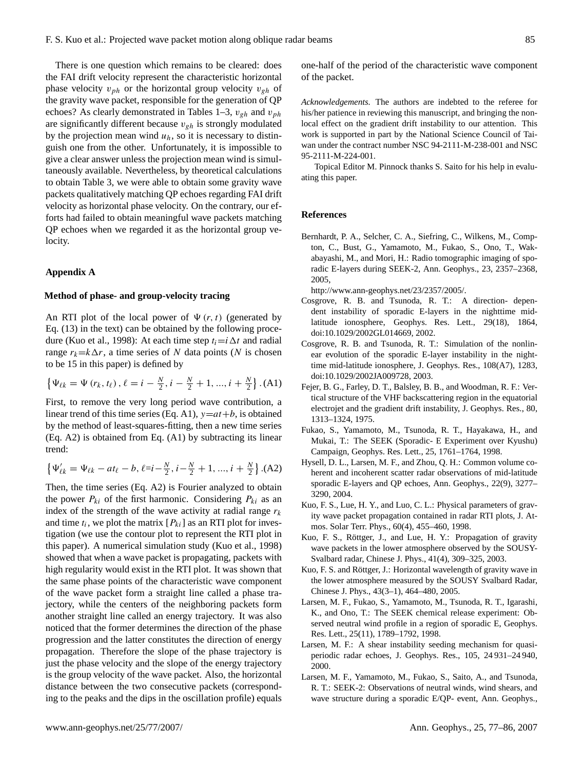There is one question which remains to be cleared: does the FAI drift velocity represent the characteristic horizontal phase velocity $v_{ph}$ or the horizontal group velocity $v_{gh}$ of the gravity wave packet, responsible for the generation of QP echoes? As clearly demonstrated in Tables 1–3, $v_{gh}$ and $v_{ph}$ are significantly different because $v_{gh}$ is strongly modulated by the projection mean wind $u_h$, so it is necessary to distinguish one from the other. Unfortunately, it is impossible to give a clear answer unless the projection mean wind is simultaneously available. Nevertheless, by theoretical calculations to obtain Table 3, we were able to obtain some gravity wave packets qualitatively matching QP echoes regarding FAI drift velocity as horizontal phase velocity. On the contrary, our efforts had failed to obtain meaningful wave packets matching QP echoes when we regarded it as the horizontal group velocity.

## Appendix A

### Method of phase- and group-velocity tracing

An RTI plot of the local power of $\Psi(r,t)$ (generated by Eq. (13) in the text) can be obtained by the following procedure (Kuo et al., 1998): At each time step $t_i = i\Delta t$ and radial range $r_k = k\Delta r$, a time series of $N$ data points ($N$ is chosen to be 15 in this paper) is defined by

$$\left\{\Psi_{\ell k} = \Psi(r_k, t_\ell), \ell = i - \frac{N}{2}, i - \frac{N}{2} + 1, ..., i + \frac{N}{2}\right\}. \quad \text{(A1)}$$

First, to remove the very long period wave contribution, a linear trend of this time series (Eq. A1), $y = at + b$, is obtained by the method of least-squares-fitting, then a new time series (Eq. A2) is obtained from Eq. (A1) by subtracting its linear trend:

$$\left\{\Psi'_{\ell k} = \Psi_{\ell k} - at_\ell - b, \ell = i - \frac{N}{2}, i - \frac{N}{2} + 1, ..., i + \frac{N}{2}\right\}. \text{(A2)}$$

Then, the time series (Eq. A2) is Fourier analyzed to obtain the power $P_{ki}$ of the first harmonic. Considering $P_{ki}$ as an index of the strength of the wave activity at radial range $r_k$ and time $t_i$, we plot the matrix $[P_{ki}]$ as an RTI plot for investigation (we use the contour plot to represent the RTI plot in this paper). A numerical simulation study (Kuo et al., 1998) showed that when a wave packet is propagating, packets with high regularity would exist in the RTI plot. It was shown that the same phase points of the characteristic wave component of the wave packet form a straight line called a phase trajectory, while the centers of the neighboring packets form another straight line called an energy trajectory. It was also noticed that the former determines the direction of the phase progression and the latter constitutes the direction of energy propagation. Therefore the slope of the phase trajectory is just the phase velocity and the slope of the energy trajectory is the group velocity of the wave packet. Also, the horizontal distance between the two consecutive packets (corresponding to the peaks and the dips in the oscillation profile) equals one-half of the period of the characteristic wave component of the packet.

*Acknowledgements.* The authors are indebted to the referee for his/her patience in reviewing this manuscript, and bringing the non-local effect on the gradient drift instability to our attention. This work is supported in part by the National Science Council of Taiwan under the contract number NSC 94-2111-M-238-001 and NSC 95-2111-M-224-001.

Topical Editor M. Pinnock thanks S. Saito for his help in evaluating this paper.

## References

Bernhardt, P. A., Selcher, C. A., Siefring, C., Wilkens, M., Compton, C., Bust, G., Yamamoto, M., Fukao, S., Ono, T., Wakabayashi, M., and Mori, H.: Radio tomographic imaging of sporadic E-layers during SEEK-2, Ann. Geophys., 23, 2357–2368, 2005, http://www.ann-geophys.net/23/2357/2005/.

Cosgrove, R. B. and Tsunoda, R. T.: A direction- dependent instability of sporadic E-layers in the nighttime midlatitude ionosphere, Geophys. Res. Lett., 29(18), 1864, doi:10.1029/2002GL014669, 2002.

Cosgrove, R. B. and Tsunoda, R. T.: Simulation of the nonlinear evolution of the sporadic E-layer instability in the nighttime mid-latitude ionosphere, J. Geophys. Res., 108(A7), 1283, doi:10.1029/2002JA009728, 2003.

Fejer, B. G., Farley, D. T., Balsley, B. B., and Woodman, R. F.: Vertical structure of the VHF backscattering region in the equatorial electrojet and the gradient drift instability, J. Geophys. Res., 80, 1313–1324, 1975.

Fukao, S., Yamamoto, M., Tsunoda, R. T., Hayakawa, H., and Mukai, T.: The SEEK (Sporadic- E Experiment over Kyushu) Campaign, Geophys. Res. Lett., 25, 1761–1764, 1998.

Hysell, D. L., Larsen, M. F., and Zhou, Q. H.: Common volume coherent and incoherent scatter radar observations of mid-latitude sporadic E-layers and QP echoes, Ann. Geophys., 22(9), 3277–3290, 2004.

Kuo, F. S., Lue, H. Y., and Luo, C. L.: Physical parameters of gravity wave packet propagation contained in radar RTI plots, J. Atmos. Solar Terr. Phys., 60(4), 455–460, 1998.

Kuo, F. S., Röttger, J., and Lue, H. Y.: Propagation of gravity wave packets in the lower atmosphere observed by the SOUSY-Svalbard radar, Chinese J. Phys., 41(4), 309–325, 2003.

Kuo, F. S. and Röttger, J.: Horizontal wavelength of gravity wave in the lower atmosphere measured by the SOUSY Svalbard Radar, Chinese J. Phys., 43(3–1), 464–480, 2005.

Larsen, M. F., Fukao, S., Yamamoto, M., Tsunoda, R. T., Igarashi, K., and Ono, T.: The SEEK chemical release experiment: Observed neutral wind profile in a region of sporadic E, Geophys. Res. Lett., 25(11), 1789–1792, 1998.

Larsen, M. F.: A shear instability seeding mechanism for quasi-periodic radar echoes, J. Geophys. Res., 105, 24 931–24 940, 2000.

Larsen, M. F., Yamamoto, M., Fukao, S., Saito, A., and Tsunoda, R. T.: SEEK-2: Observations of neutral winds, wind shears, and wave structure during a sporadic E/QP- event, Ann. Geophys.,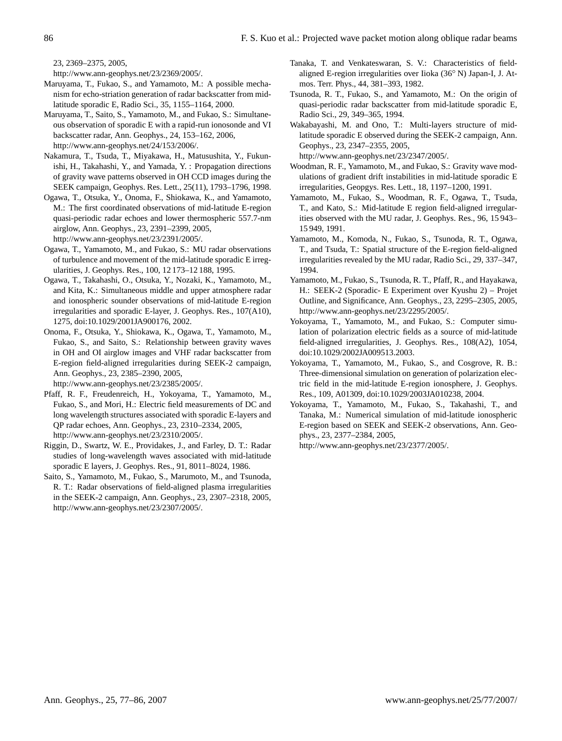23, 2369–2375, 2005,
http://www.ann-geophys.net/23/2369/2005/.

Maruyama, T., Fukao, S., and Yamamoto, M.: A possible mechanism for echo-striation generation of radar backscatter from mid-latitude sporadic E, Radio Sci., 35, 1155–1164, 2000.

Maruyama, T., Saito, S., Yamamoto, M., and Fukao, S.: Simultaneous observation of sporadic E with a rapid-run ionosonde and VI backscatter radar, Ann. Geophys., 24, 153–162, 2006, http://www.ann-geophys.net/24/153/2006/.

Nakamura, T., Tsuda, T., Miyakawa, H., Matusushita, Y., Fukunishi, H., Takahashi, Y., and Yamada, Y. : Propagation directions of gravity wave patterns observed in OH CCD images during the SEEK campaign, Geophys. Res. Lett., 25(11), 1793–1796, 1998.

Ogawa, T., Otsuka, Y., Onoma, F., Shiokawa, K., and Yamamoto, M.: The first coordinated observations of mid-latitude E-region quasi-periodic radar echoes and lower thermospheric 557.7-nm airglow, Ann. Geophys., 23, 2391–2399, 2005, http://www.ann-geophys.net/23/2391/2005/.

Ogawa, T., Yamamoto, M., and Fukao, S.: MU radar observations of turbulence and movement of the mid-latitude sporadic E irregularities, J. Geophys. Res., 100, 12 173–12 188, 1995.

Ogawa, T., Takahashi, O., Otsuka, Y., Nozaki, K., Yamamoto, M., and Kita, K.: Simultaneous middle and upper atmosphere radar and ionospheric sounder observations of mid-latitude E-region irregularities and sporadic E-layer, J. Geophys. Res., 107(A10), 1275, doi:10.1029/2001JA900176, 2002.

Onoma, F., Otsuka, Y., Shiokawa, K., Ogawa, T., Yamamoto, M., Fukao, S., and Saito, S.: Relationship between gravity waves in OH and OI airglow images and VHF radar backscatter from E-region field-aligned irregularities during SEEK-2 campaign, Ann. Geophys., 23, 2385–2390, 2005, http://www.ann-geophys.net/23/2385/2005/.

Pfaff, R. F., Freudenreich, H., Yokoyama, T., Yamamoto, M., Fukao, S., and Mori, H.: Electric field measurements of DC and long wavelength structures associated with sporadic E-layers and QP radar echoes, Ann. Geophys., 23, 2310–2334, 2005, http://www.ann-geophys.net/23/2310/2005/.

Riggin, D., Swartz, W. E., Providakes, J., and Farley, D. T.: Radar studies of long-wavelength waves associated with mid-latitude sporadic E layers, J. Geophys. Res., 91, 8011–8024, 1986.

Saito, S., Yamamoto, M., Fukao, S., Marumoto, M., and Tsunoda, R. T.: Radar observations of field-aligned plasma irregularities in the SEEK-2 campaign, Ann. Geophys., 23, 2307–2318, 2005, http://www.ann-geophys.net/23/2307/2005/.

Tanaka, T. and Venkateswaran, S. V.: Characteristics of field-aligned E-region irregularities over Iioka (36° N) Japan-I, J. Atmos. Terr. Phys., 44, 381–393, 1982.

Tsunoda, R. T., Fukao, S., and Yamamoto, M.: On the origin of quasi-periodic radar backscatter from mid-latitude sporadic E, Radio Sci., 29, 349–365, 1994.

Wakabayashi, M. and Ono, T.: Multi-layers structure of mid-latitude sporadic E observed during the SEEK-2 campaign, Ann. Geophys., 23, 2347–2355, 2005, http://www.ann-geophys.net/23/2347/2005/.

Woodman, R. F., Yamamoto, M., and Fukao, S.: Gravity wave modulations of gradient drift instabilities in mid-latitude sporadic E irregularities, Geopgys. Res. Lett., 18, 1197–1200, 1991.

Yamamoto, M., Fukao, S., Woodman, R. F., Ogawa, T., Tsuda, T., and Kato, S.: Mid-latitude E region field-aligned irregularities observed with the MU radar, J. Geophys. Res., 96, 15 943–15 949, 1991.

Yamamoto, M., Komoda, N., Fukao, S., Tsunoda, R. T., Ogawa, T., and Tsuda, T.: Spatial structure of the E-region field-aligned irregularities revealed by the MU radar, Radio Sci., 29, 337–347, 1994.

Yamamoto, M., Fukao, S., Tsunoda, R. T., Pfaff, R., and Hayakawa, H.: SEEK-2 (Sporadic- E Experiment over Kyushu 2) – Projet Outline, and Significance, Ann. Geophys., 23, 2295–2305, 2005, http://www.ann-geophys.net/23/2295/2005/.

Yokoyama, T., Yamamoto, M., and Fukao, S.: Computer simulation of polarization electric fields as a source of mid-latitude field-aligned irregularities, J. Geophys. Res., 108(A2), 1054, doi:10.1029/2002JA009513.2003.

Yokoyama, T., Yamamoto, M., Fukao, S., and Cosgrove, R. B.: Three-dimensional simulation on generation of polarization electric field in the mid-latitude E-region ionosphere, J. Geophys. Res., 109, A01309, doi:10.1029/2003JA010238, 2004.

Yokoyama, T., Yamamoto, M., Fukao, S., Takahashi, T., and Tanaka, M.: Numerical simulation of mid-latitude ionospheric E-region based on SEEK and SEEK-2 observations, Ann. Geophys., 23, 2377–2384, 2005, http://www.ann-geophys.net/23/2377/2005/.